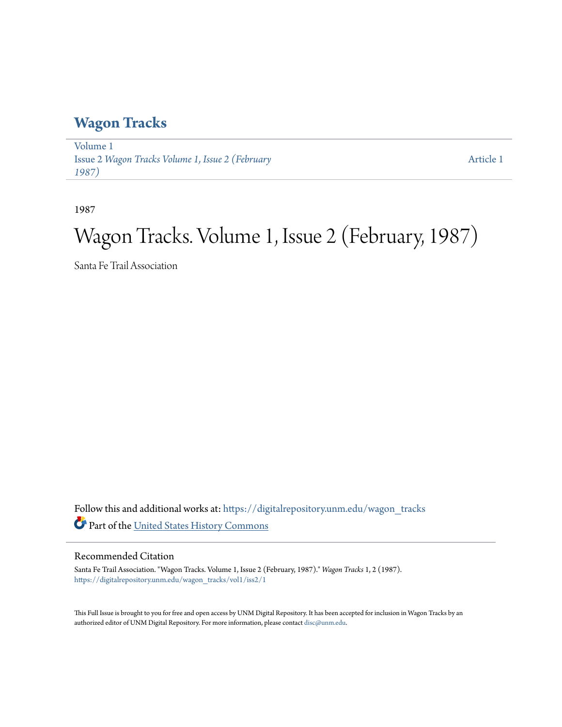# Wagon Tracks

Volume 1
Issue 2 *Wagon Tracks Volume 1, Issue 2 (February 1987)*

Article 1

1987

# Wagon Tracks. Volume 1, Issue 2 (February, 1987)

Santa Fe Trail Association

Follow this and additional works at: https://digitalrepository.unm.edu/wagon_tracks

Part of the United States History Commons

## Recommended Citation

Santa Fe Trail Association. "Wagon Tracks. Volume 1, Issue 2 (February, 1987)." *Wagon Tracks* 1, 2 (1987). https://digitalrepository.unm.edu/wagon_tracks/vol1/iss2/1

This Full Issue is brought to you for free and open access by UNM Digital Repository. It has been accepted for inclusion in Wagon Tracks by an authorized editor of UNM Digital Repository. For more information, please contact disc@unm.edu.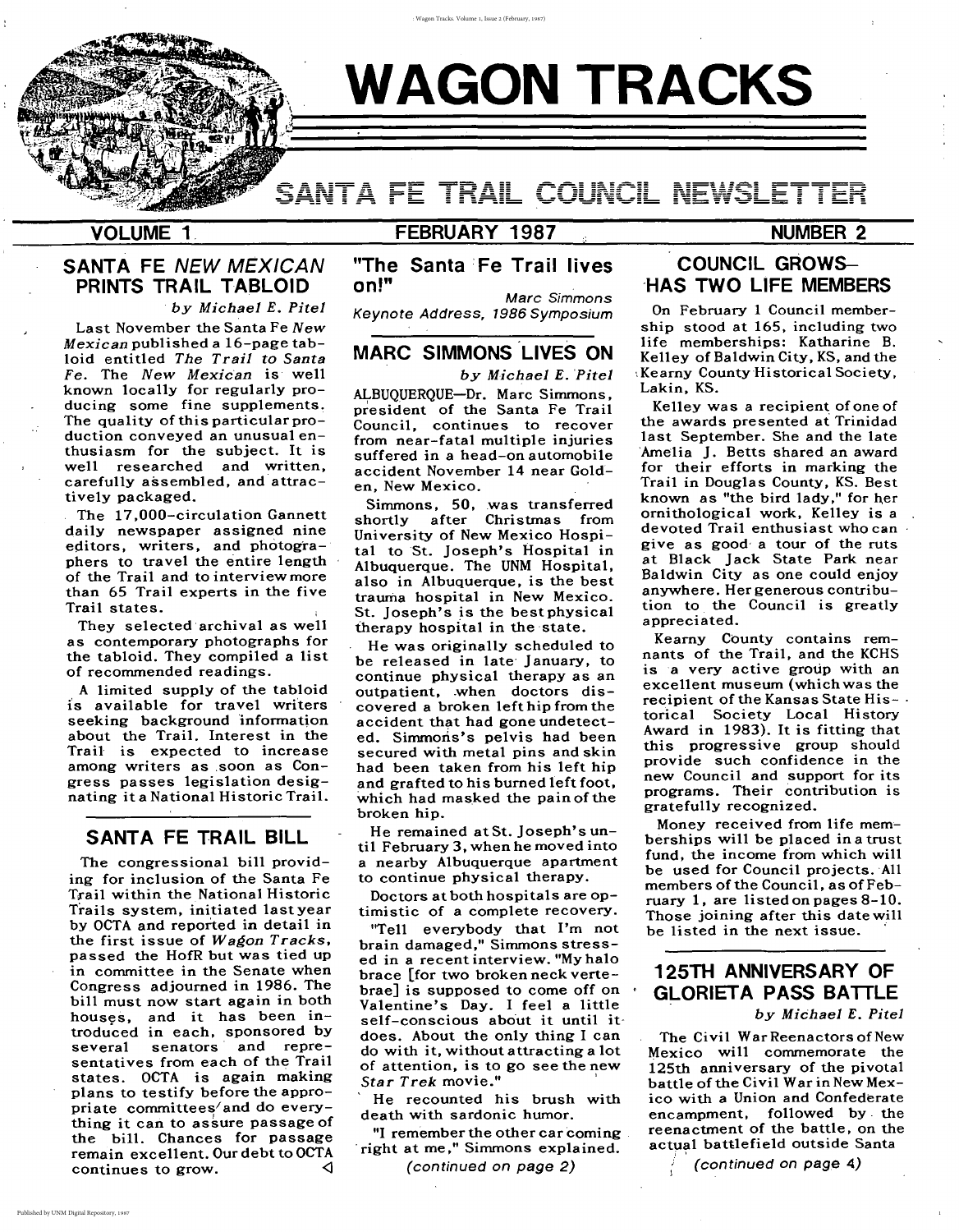# WAGON TRACKS

## SANTA FE TRAIL COUNCIL NEWSLETTER

VOLUME 1 FEBRUARY 1987 NUMBER 2

## SANTA FE *NEW MEXICAN* PRINTS TRAIL TABLOID

*by Michael E. Pitel*

Last November the Santa Fe *New Mexican* published a 16-page tabloid entitled *The Trail to Santa Fe*. The *New Mexican* is well known locally for regularly producing some fine supplements. The quality of this particular production conveyed an unusual enthusiasm for the subject. It is well researched and written, carefully assembled, and attractively packaged.

The 17,000-circulation Gannett daily newspaper assigned nine editors, writers, and photographers to travel the entire length of the Trail and to interview more than 65 Trail experts in the five Trail states.

They selected archival as well as contemporary photographs for the tabloid. They compiled a list of recommended readings.

A limited supply of the tabloid is available for travel writers seeking background information about the Trail. Interest in the Trail is expected to increase among writers as soon as Congress passes legislation designating it a National Historic Trail.

## SANTA FE TRAIL BILL

The congressional bill providing for inclusion of the Santa Fe Trail within the National Historic Trails system, initiated last year by OCTA and reported in detail in the first issue of *Wagon Tracks*, passed the HofR but was tied up in committee in the Senate when Congress adjourned in 1986. The bill must now start again in both houses, and it has been introduced in each, sponsored by several senators and representatives from each of the Trail states. OCTA is again making plans to testify before the appropriate committees and do everything it can to assure passage of the bill. Chances for passage remain excellent. Our debt to OCTA continues to grow. ◁

**"The Santa Fe Trail lives on!"**

*Marc Simmons*
*Keynote Address, 1986 Symposium*

## MARC SIMMONS LIVES ON

*by Michael E. Pitel*

ALBUQUERQUE—Dr. Marc Simmons, president of the Santa Fe Trail Council, continues to recover from near-fatal multiple injuries suffered in a head-on automobile accident November 14 near Golden, New Mexico.

Simmons, 50, was transferred shortly after Christmas from University of New Mexico Hospital to St. Joseph's Hospital in Albuquerque. The UNM Hospital, also in Albuquerque, is the best trauma hospital in New Mexico. St. Joseph's is the best physical therapy hospital in the state.

He was originally scheduled to be released in late January, to continue physical therapy as an outpatient, when doctors discovered a broken left hip from the accident that had gone undetected. Simmons's pelvis had been secured with metal pins and skin had been taken from his left hip and grafted to his burned left foot, which had masked the pain of the broken hip.

He remained at St. Joseph's until February 3, when he moved into a nearby Albuquerque apartment to continue physical therapy.

Doctors at both hospitals are optimistic of a complete recovery.

"Tell everybody that I'm not brain damaged," Simmons stressed in a recent interview. "My halo brace [for two broken neck vertebrae] is supposed to come off on Valentine's Day. I feel a little self-conscious about it until it does. About the only thing I can do with it, without attracting a lot of attention, is to go see the new *Star Trek* movie."

He recounted his brush with death with sardonic humor.

"I remember the other car coming right at me," Simmons explained.

*(continued on page 2)*

## COUNCIL GROWS— HAS TWO LIFE MEMBERS

On February 1 Council membership stood at 165, including two life memberships: Katharine B. Kelley of Baldwin City, KS, and the Kearny County Historical Society, Lakin, KS.

Kelley was a recipient of one of the awards presented at Trinidad last September. She and the late Amelia J. Betts shared an award for their efforts in marking the Trail in Douglas County, KS. Best known as "the bird lady," for her ornithological work, Kelley is a devoted Trail enthusiast who can give as good a tour of the ruts at Black Jack State Park near Baldwin City as one could enjoy anywhere. Her generous contribution to the Council is greatly appreciated.

Kearny County contains remnants of the Trail, and the KCHS is a very active group with an excellent museum (which was the recipient of the Kansas State Historical Society Local History Award in 1983). It is fitting that this progressive group should provide such confidence in the new Council and support for its programs. Their contribution is gratefully recognized.

Money received from life memberships will be placed in a trust fund, the income from which will be used for Council projects. All members of the Council, as of February 1, are listed on pages 8-10. Those joining after this date will be listed in the next issue.

## 125TH ANNIVERSARY OF GLORIETA PASS BATTLE

*by Michael E. Pitel*

The Civil War Reenactors of New Mexico will commemorate the 125th anniversary of the pivotal battle of the Civil War in New Mexico with a Union and Confederate encampment, followed by the reenactment of the battle, on the actual battlefield outside Santa

*(continued on page 4)*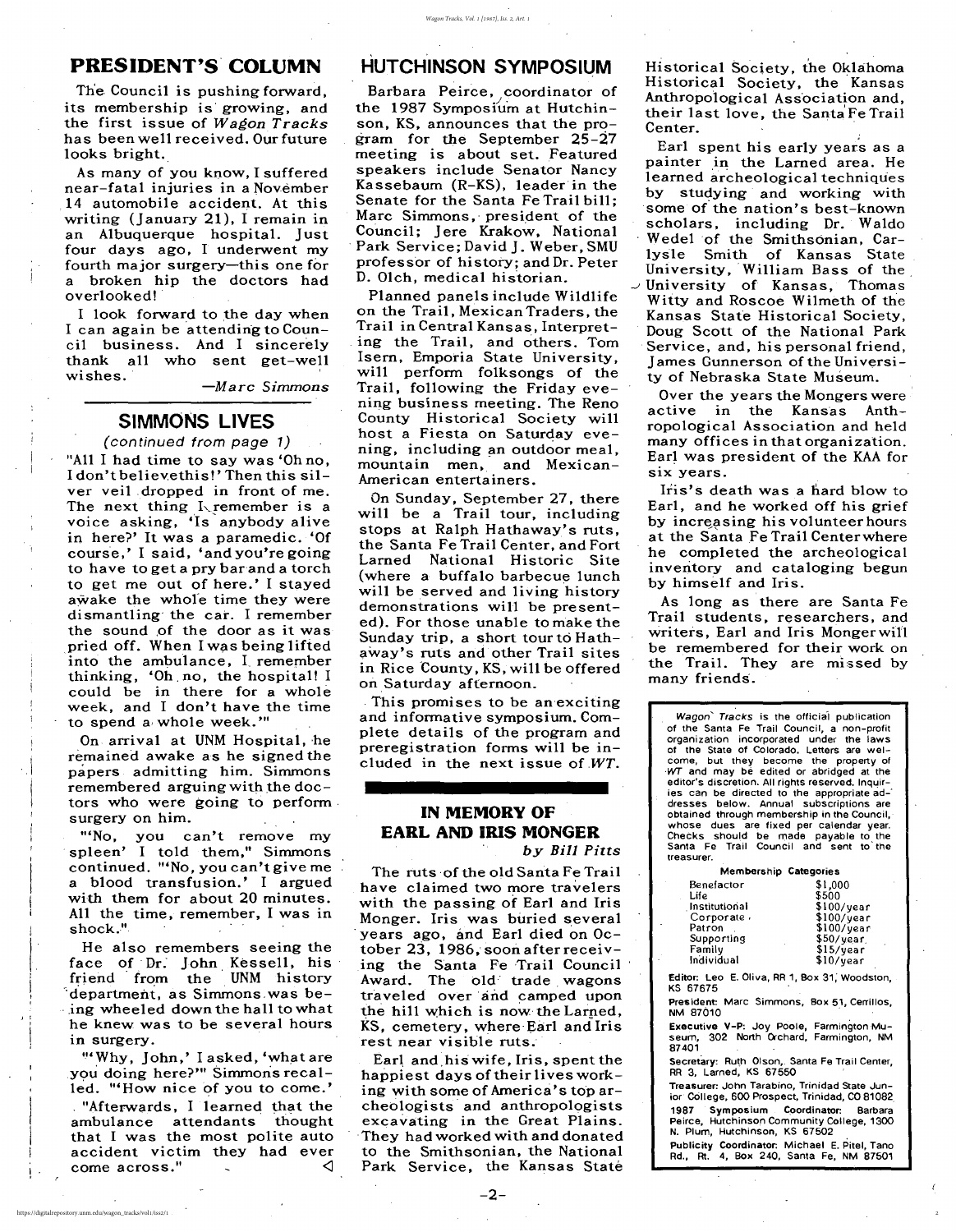## PRESIDENT'S COLUMN

The Council is pushing forward, its membership is growing, and the first issue of *Wagon Tracks* has been well received. Our future looks bright.

As many of you know, I suffered near-fatal injuries in a November 14 automobile accident. At this writing (January 21), I remain in an Albuquerque hospital. Just four days ago, I underwent my fourth major surgery—this one for a broken hip the doctors had overlooked!

I look forward to the day when I can again be attending to Council business. And I sincerely thank all who sent get-well wishes.

*—Marc Simmons*

## SIMMONS LIVES

*(continued from page 1)*

"All I had time to say was 'Oh no, I don't believe this!' Then this silver veil dropped in front of me. The next thing I remember is a voice asking, 'Is anybody alive in here?' It was a paramedic. 'Of course,' I said, 'and you're going to have to get a pry bar and a torch to get me out of here.' I stayed awake the whole time they were dismantling the car. I remember the sound of the door as it was pried off. When I was being lifted into the ambulance, I remember thinking, 'Oh no, the hospital! I could be in there for a whole week, and I don't have the time to spend a whole week.'"

On arrival at UNM Hospital, he remained awake as he signed the papers admitting him. Simmons remembered arguing with the doctors who were going to perform surgery on him.

"'No, you can't remove my spleen' I told them," Simmons continued. "'No, you can't give me a blood transfusion.' I argued with them for about 20 minutes. All the time, remember, I was in shock."

He also remembers seeing the face of Dr. John Kessell, his friend from the UNM history department, as Simmons was being wheeled down the hall to what he knew was to be several hours in surgery.

"'Why, John,' I asked, 'what are you doing here?'" Simmons recalled. "'How nice of you to come.'

"Afterwards, I learned that the ambulance attendants thought that I was the most polite auto accident victim they had ever come across." ◁

## HUTCHINSON SYMPOSIUM

Barbara Peirce, coordinator of the 1987 Symposium at Hutchinson, KS, announces that the program for the September 25-27 meeting is about set. Featured speakers include Senator Nancy Kassebaum (R-KS), leader in the Senate for the Santa Fe Trail bill; Marc Simmons, president of the Council; Jere Krakow, National Park Service; David J. Weber, SMU professor of history; and Dr. Peter D. Olch, medical historian.

Planned panels include Wildlife on the Trail, Mexican Traders, the Trail in Central Kansas, Interpreting the Trail, and others. Tom Isern, Emporia State University, will perform folksongs of the Trail, following the Friday evening business meeting. The Reno County Historical Society will host a Fiesta on Saturday evening, including an outdoor meal, mountain men, and Mexican-American entertainers.

On Sunday, September 27, there will be a Trail tour, including stops at Ralph Hathaway's ruts, the Santa Fe Trail Center, and Fort Larned National Historic Site (where a buffalo barbecue lunch will be served and living history demonstrations will be presented). For those unable to make the Sunday trip, a short tour to Hathaway's ruts and other Trail sites in Rice County, KS, will be offered on Saturday afternoon.

This promises to be an exciting and informative symposium. Complete details of the program and preregistration forms will be included in the next issue of *WT*.

## IN MEMORY OF EARL AND IRIS MONGER

*by Bill Pitts*

The ruts of the old Santa Fe Trail have claimed two more travelers with the passing of Earl and Iris Monger. Iris was buried several years ago, and Earl died on October 23, 1986, soon after receiving the Santa Fe Trail Council Award. The old trade wagons traveled over and camped upon the hill which is now the Larned, KS, cemetery, where Earl and Iris rest near visible ruts.

Earl and his wife, Iris, spent the happiest days of their lives working with some of America's top archeologists and anthropologists excavating in the Great Plains. They had worked with and donated to the Smithsonian, the National Park Service, the Kansas State Historical Society, the Oklahoma Historical Society, the Kansas Anthropological Association and, their last love, the Santa Fe Trail Center.

Earl spent his early years as a painter in the Larned area. He learned archeological techniques by studying and working with some of the nation's best-known scholars, including Dr. Waldo Wedel of the Smithsonian, Carlysle Smith of Kansas State University, William Bass of the University of Kansas, Thomas Witty and Roscoe Wilmeth of the Kansas State Historical Society, Doug Scott of the National Park Service, and, his personal friend, James Gunnerson of the University of Nebraska State Museum.

Over the years the Mongers were active in the Kansas Anthropological Association and held many offices in that organization. Earl was president of the KAA for six years.

Iris's death was a hard blow to Earl, and he worked off his grief by increasing his volunteer hours at the Santa Fe Trail Center where he completed the archeological inventory and cataloging begun by himself and Iris.

As long as there are Santa Fe Trail students, researchers, and writers, Earl and Iris Monger will be remembered for their work on the Trail. They are missed by many friends.

---

*Wagon Tracks* is the official publication of the Santa Fe Trail Council, a non-profit organization incorporated under the laws of the State of Colorado. Letters are welcome, but they become the property of *WT* and may be edited or abridged at the editor's discretion. All rights reserved. Inquiries can be directed to the appropriate addresses below. Annual subscriptions are obtained through membership in the Council, whose dues are fixed per calendar year. Checks should be made payable to the Santa Fe Trail Council and sent to the treasurer.

**Membership Categories**

| Category | Dues |
|---|---|
| Benefactor | $1,000 |
| Life | $500 |
| Institutional | $100/year |
| Corporate | $100/year |
| Patron | $100/year |
| Supporting | $50/year |
| Family | $15/year |
| Individual | $10/year |

**Editor:** Leo E. Oliva, RR 1, Box 31, Woodston, KS 67675

**President:** Marc Simmons, Box 51, Cerrillos, NM 87010

**Executive V-P:** Joy Poole, Farmington Museum, 302 North Orchard, Farmington, NM 87401

**Secretary:** Ruth Olson, Santa Fe Trail Center, RR 3, Larned, KS 67550

**Treasurer:** John Tarabino, Trinidad State Junior College, 600 Prospect, Trinidad, CO 81082

**1987 Symposium Coordinator:** Barbara Peirce, Hutchinson Community College, 1300 N. Plum, Hutchinson, KS 67502

**Publicity Coordinator:** Michael E. Pitel, Tano Rd., Rt. 4, Box 240, Santa Fe, NM 87501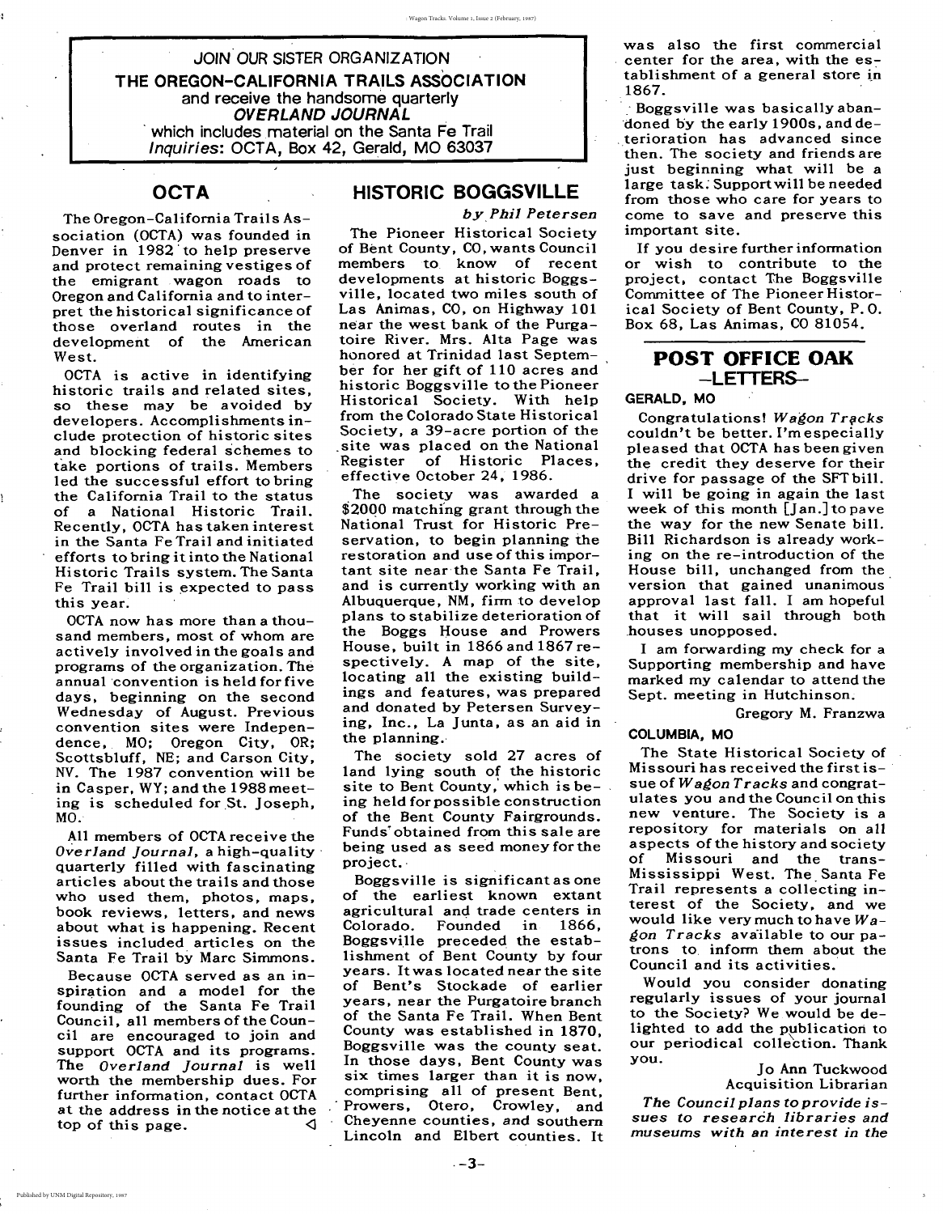JOIN OUR SISTER ORGANIZATION

**THE OREGON-CALIFORNIA TRAILS ASSOCIATION**

and receive the handsome quarterly

***OVERLAND JOURNAL***

which includes material on the Santa Fe Trail

*Inquiries*: OCTA, Box 42, Gerald, MO 63037

## OCTA

The Oregon-California Trails Association (OCTA) was founded in Denver in 1982 to help preserve and protect remaining vestiges of the emigrant wagon roads to Oregon and California and to interpret the historical significance of those overland routes in the development of the American West.

OCTA is active in identifying historic trails and related sites, so these may be avoided by developers. Accomplishments include protection of historic sites and blocking federal schemes to take portions of trails. Members led the successful effort to bring the California Trail to the status of a National Historic Trail. Recently, OCTA has taken interest in the Santa Fe Trail and initiated efforts to bring it into the National Historic Trails system. The Santa Fe Trail bill is expected to pass this year.

OCTA now has more than a thousand members, most of whom are actively involved in the goals and programs of the organization. The annual convention is held for five days, beginning on the second Wednesday of August. Previous convention sites were Independence, MO; Oregon City, OR; Scottsbluff, NE; and Carson City, NV. The 1987 convention will be in Casper, WY; and the 1988 meeting is scheduled for St. Joseph, MO.

All members of OCTA receive the *Overland Journal*, a high-quality quarterly filled with fascinating articles about the trails and those who used them, photos, maps, book reviews, letters, and news about what is happening. Recent issues included articles on the Santa Fe Trail by Marc Simmons.

Because OCTA served as an inspiration and a model for the founding of the Santa Fe Trail Council, all members of the Council are encouraged to join and support OCTA and its programs. The *Overland Journal* is well worth the membership dues. For further information, contact OCTA at the address in the notice at the top of this page. ◁

## HISTORIC BOGGSVILLE

*by Phil Petersen*

The Pioneer Historical Society of Bent County, CO, wants Council members to know of recent developments at historic Boggsville, located two miles south of Las Animas, CO, on Highway 101 near the west bank of the Purgatoire River. Mrs. Alta Page was honored at Trinidad last September for her gift of 110 acres and historic Boggsville to the Pioneer Historical Society. With help from the Colorado State Historical Society, a 39-acre portion of the site was placed on the National Register of Historic Places, effective October 24, 1986.

The society was awarded a $2000 matching grant through the National Trust for Historic Preservation, to begin planning the restoration and use of this important site near the Santa Fe Trail, and is currently working with an Albuquerque, NM, firm to develop plans to stabilize deterioration of the Boggs House and Prowers House, built in 1866 and 1867 respectively. A map of the site, locating all the existing buildings and features, was prepared and donated by Petersen Surveying, Inc., La Junta, as an aid in the planning.

The society sold 27 acres of land lying south of the historic site to Bent County, which is being held for possible construction of the Bent County Fairgrounds. Funds obtained from this sale are being used as seed money for the project.

Boggsville is significant as one of the earliest known extant agricultural and trade centers in Colorado. Founded in 1866, Boggsville preceded the establishment of Bent County by four years. It was located near the site of Bent's Stockade of earlier years, near the Purgatoire branch of the Santa Fe Trail. When Bent County was established in 1870, Boggsville was the county seat. In those days, Bent County was six times larger than it is now, comprising all of present Bent, Prowers, Otero, Crowley, and Cheyenne counties, and southern Lincoln and Elbert counties. It was also the first commercial center for the area, with the establishment of a general store in 1867.

Boggsville was basically abandoned by the early 1900s, and deterioration has advanced since then. The society and friends are just beginning what will be a large task. Support will be needed from those who care for years to come to save and preserve this important site.

If you desire further information or wish to contribute to the project, contact The Boggsville Committee of The Pioneer Historical Society of Bent County, P. O. Box 68, Las Animas, CO 81054.

## POST OFFICE OAK —LETTERS—

**GERALD, MO**

Congratulations! *Wagon Tracks* couldn't be better. I'm especially pleased that OCTA has been given the credit they deserve for their drive for passage of the SFT bill. I will be going in again the last week of this month [Jan.] to pave the way for the new Senate bill. Bill Richardson is already working on the re-introduction of the House bill, unchanged from the version that gained unanimous approval last fall. I am hopeful that it will sail through both houses unopposed.

I am forwarding my check for a Supporting membership and have marked my calendar to attend the Sept. meeting in Hutchinson.

Gregory M. Franzwa

**COLUMBIA, MO**

The State Historical Society of Missouri has received the first issue of *Wagon Tracks* and congratulates you and the Council on this new venture. The Society is a repository for materials on all aspects of the history and society of Missouri and the trans-Mississippi West. The Santa Fe Trail represents a collecting interest of the Society, and we would like very much to have *Wagon Tracks* available to our patrons to inform them about the Council and its activities.

Would you consider donating regularly issues of your journal to the Society? We would be delighted to add the publication to our periodical collection. Thank you.

Jo Ann Tuckwood
Acquisition Librarian

*The Council plans to provide issues to research libraries and museums with an interest in the*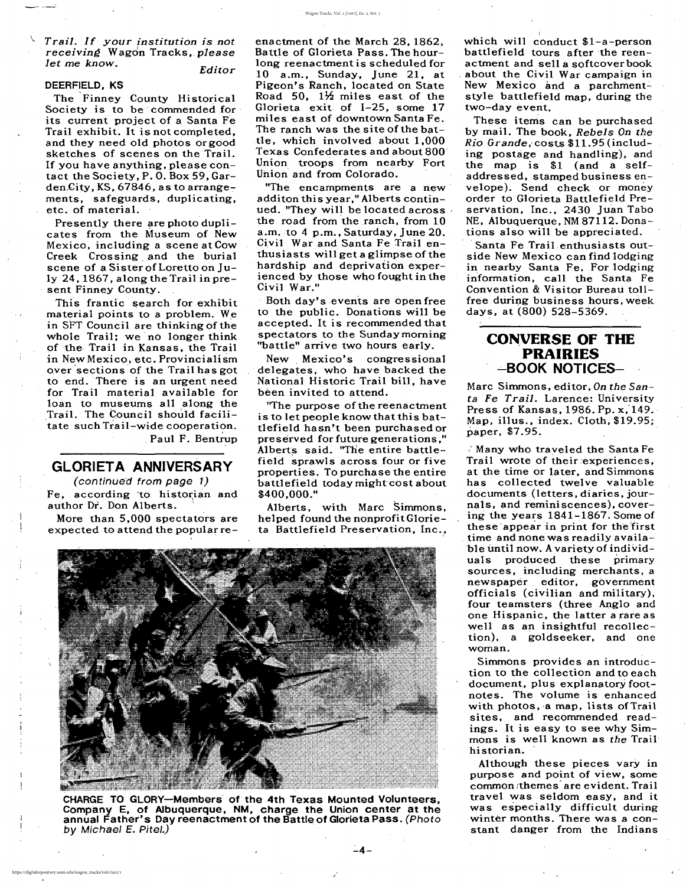*Trail. If your institution is not receiving* Wagon Tracks, *please let me know.*

*Editor*

**DEERFIELD, KS**

The Finney County Historical Society is to be commended for its current project of a Santa Fe Trail exhibit. It is not completed, and they need old photos or good sketches of scenes on the Trail. If you have anything, please contact the Society, P. O. Box 59, Garden City, KS, 67846, as to arrangements, safeguards, duplicating, etc. of material.

Presently there are photo duplicates from the Museum of New Mexico, including a scene at Cow Creek Crossing and the burial scene of a Sister of Loretto on July 24, 1867, along the Trail in present Finney County.

This frantic search for exhibit material points to a problem. We in SFT Council are thinking of the whole Trail; we no longer think of the Trail in Kansas, the Trail in New Mexico, etc. Provincialism over sections of the Trail has got to end. There is an urgent need for Trail material available for loan to museums all along the Trail. The Council should facilitate such Trail-wide cooperation.

Paul F. Bentrup

## GLORIETA ANNIVERSARY

*(continued from page 1)*

Fe, according to historian and author Dr. Don Alberts.

More than 5,000 spectators are expected to attend the popular reenactment of the March 28, 1862, Battle of Glorieta Pass. The hour-long reenactment is scheduled for 10 a.m., Sunday, June 21, at Pigeon's Ranch, located on State Road 50, 1½ miles east of the Glorieta exit of I-25, some 17 miles east of downtown Santa Fe. The ranch was the site of the battle, which involved about 1,000 Texas Confederates and about 800 Union troops from nearby Fort Union and from Colorado.

"The encampments are a new additon this year," Alberts continued. "They will be located across the road from the ranch, from 10 a.m. to 4 p.m., Saturday, June 20. Civil War and Santa Fe Trail enthusiasts will get a glimpse of the hardship and deprivation experienced by those who fought in the Civil War."

Both day's events are open free to the public. Donations will be accepted. It is recommended that spectators to the Sunday morning "battle" arrive two hours early.

New Mexico's congressional delegates, who have backed the National Historic Trail bill, have been invited to attend.

"The purpose of the reenactment is to let people know that this battlefield hasn't been purchased or preserved for future generations," Alberts said. "The entire battlefield sprawls across four or five properties. To purchase the entire battlefield today might cost about $400,000."

Alberts, with Marc Simmons, helped found the nonprofit Glorieta Battlefield Preservation, Inc., which will conduct $1-a-person battlefield tours after the reenactment and sell a softcover book about the Civil War campaign in New Mexico and a parchment-style battlefield map, during the two-day event.

These items can be purchased by mail. The book, *Rebels On the Rio Grande*, costs $11.95 (including postage and handling), and the map is $1 (and a self-addressed, stamped business envelope). Send check or money order to Glorieta Battlefield Preservation, Inc., 2430 Juan Tabo NE, Albuquerque, NM 87112. Donations also will be appreciated.

Santa Fe Trail enthusiasts outside New Mexico can find lodging in nearby Santa Fe. For lodging information, call the Santa Fe Convention & Visitor Bureau toll-free during business hours, week days, at (800) 528-5369.

**CHARGE TO GLORY—Members of the 4th Texas Mounted Volunteers, Company E, of Albuquerque, NM, charge the Union center at the annual Father's Day reenactment of the Battle of Glorieta Pass.** *(Photo by Michael E. Pitel.)*

## CONVERSE OF THE PRAIRIES —BOOK NOTICES—

Marc Simmons, editor, *On the Santa Fe Trail*. Larence: University Press of Kansas, 1986. Pp. x, 149. Map, illus., index. Cloth, $19.95; paper, $7.95.

Many who traveled the Santa Fe Trail wrote of their experiences, at the time or later, and Simmons has collected twelve valuable documents (letters, diaries, journals, and reminiscences), covering the years 1841-1867. Some of these appear in print for the first time and none was readily available until now. A variety of individuals produced these primary sources, including merchants, a newspaper editor, government officials (civilian and military), four teamsters (three Anglo and one Hispanic, the latter a rare as well as an insightful recollection), a goldseeker, and one woman.

Simmons provides an introduction to the collection and to each document, plus explanatory footnotes. The volume is enhanced with photos, a map, lists of Trail sites, and recommended readings. It is easy to see why Simmons is well known as *the* Trail historian.

Although these pieces vary in purpose and point of view, some common themes are evident. Trail travel was seldom easy, and it was especially difficult during winter months. There was a constant danger from the Indians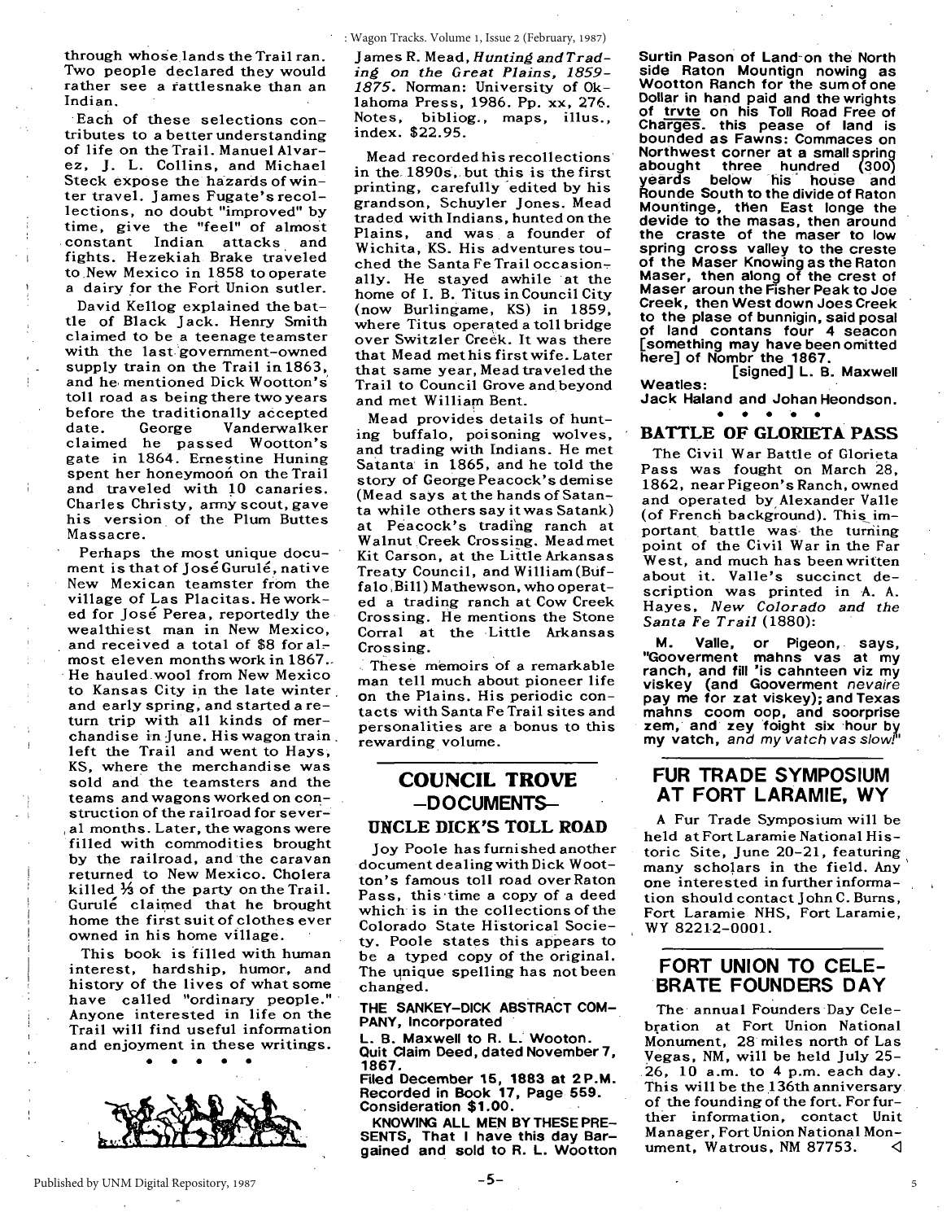through whose lands the Trail ran. Two people declared they would rather see a rattlesnake than an Indian.

Each of these selections contributes to a better understanding of life on the Trail. Manuel Alvarez, J. L. Collins, and Michael Steck expose the hazards of winter travel. James Fugate's recollections, no doubt "improved" by time, give the "feel" of almost constant Indian attacks and fights. Hezekiah Brake traveled to New Mexico in 1858 to operate a dairy for the Fort Union sutler.

David Kellog explained the battle of Black Jack. Henry Smith claimed to be a teenage teamster with the last government-owned supply train on the Trail in 1863, and he mentioned Dick Wootton's toll road as being there two years before the traditionally accepted date. George Vanderwalker claimed he passed Wootton's gate in 1864. Ernestine Huning spent her honeymoon on the Trail and traveled with 10 canaries. Charles Christy, army scout, gave his version of the Plum Buttes Massacre.

Perhaps the most unique document is that of José Gurulé, native New Mexican teamster from the village of Las Placitas. He worked for José Perea, reportedly the wealthiest man in New Mexico, and received a total of $8 for almost eleven months work in 1867. He hauled wool from New Mexico to Kansas City in the late winter and early spring, and started a return trip with all kinds of merchandise in June. His wagon train left the Trail and went to Hays, KS, where the merchandise was sold and the teamsters and teams and wagons worked on construction of the railroad for several months. Later, the wagons were filled with commodities brought by the railroad, and the caravan returned to New Mexico. Cholera killed ⅓ of the party on the Trail. Gurulé claimed that he brought home the first suit of clothes ever owned in his home village.

This book is filled with human interest, hardship, humor, and history of the lives of what some have called "ordinary people." Anyone interested in life on the Trail will find useful information and enjoyment in these writings.

• • • • •

James R. Mead, *Hunting and Trading on the Great Plains, 1859-1875*. Norman: University of Oklahoma Press, 1986. Pp. xx, 276. Notes, bibliog., maps, illus., index. $22.95.

Mead recorded his recollections in the 1890s, but this is the first printing, carefully edited by his grandson, Schuyler Jones. Mead traded with Indians, hunted on the Plains, and was a founder of Wichita, KS. His adventures touched the Santa Fe Trail occasionally. He stayed awhile at the home of I. B. Titus in Council City (now Burlingame, KS) in 1859, where Titus operated a toll bridge over Switzler Creek. It was there that Mead met his first wife. Later that same year, Mead traveled the Trail to Council Grove and beyond and met William Bent.

Mead provides details of hunting buffalo, poisoning wolves, and trading with Indians. He met Satanta in 1865, and he told the story of George Peacock's demise (Mead says at the hands of Satanta while others say it was Satank) at Peacock's trading ranch at Walnut Creek Crossing. Mead met Kit Carson, at the Little Arkansas Treaty Council, and William (Buffalo Bill) Mathewson, who operated a trading ranch at Cow Creek Crossing. He mentions the Stone Corral at the Little Arkansas Crossing.

These memoirs of a remarkable man tell much about pioneer life on the Plains. His periodic contacts with Santa Fe Trail sites and personalities are a bonus to this rewarding volume.

## COUNCIL TROVE —DOCUMENTS—

### UNCLE DICK'S TOLL ROAD

Joy Poole has furnished another document dealing with Dick Wootton's famous toll road over Raton Pass, this time a copy of a deed which is in the collections of the Colorado State Historical Society. Poole states this appears to be a typed copy of the original. The unique spelling has not been changed.

**THE SANKEY-DICK ABSTRACT COMPANY, Incorporated**

**L. B. Maxwell to R. L. Wooton.**
**Quit Claim Deed, dated November 7, 1867.**
**Filed December 15, 1883 at 2 P.M.**
**Recorded in Book 17, Page 559.**
**Consideration $1.00.**

**KNOWING ALL MEN BY THESE PRESENTS, That I have this day Bargained and sold to R. L. Wootton Surtin Pason of Land on the North side Raton Mountign nowing as Wootton Ranch for the sum of one Dollar in hand paid and the wrights of trvte on his Toll Road Free of Charges. this pease of land is bounded as Fawns: Commaces on Northwest corner at a small spring abought three hundred (300) yeards below his house and Rounde South to the divide of Raton Mountinge, then East longe the devide to the masas, then around the craste of the maser to low spring cross valley to the creste of the Maser Knowing as the Raton Maser, then along of the crest of Maser aroun the Fisher Peak to Joe Creek, then West down Joes Creek to the plase of bunnigin, said posal of land contans four 4 seacon [something may have been omitted here] of Nombr the 1867.**

**[signed] L. B. Maxwell**

**Weatles:**
**Jack Haland and Johan Heondson.**

• • • • •

## BATTLE OF GLORIETA PASS

The Civil War Battle of Glorieta Pass was fought on March 28, 1862, near Pigeon's Ranch, owned and operated by Alexander Valle (of French background). This important battle was the turning point of the Civil War in the Far West, and much has been written about it. Valle's succinct description was printed in A. A. Hayes, *New Colorado and the Santa Fe Trail* (1880):

**M. Valle, or Pigeon, says, "Gooverment mahns vas at my ranch, and fill 'is cahnteen viz my viskey (and Gooverment *nevaire* pay me for zat viskey); and Texas mahns coom oop, and soorprise zem, and zey foight six hour by my vatch, *and my vatch vas slow!*"**

## FUR TRADE SYMPOSIUM AT FORT LARAMIE, WY

A Fur Trade Symposium will be held at Fort Laramie National Historic Site, June 20-21, featuring many scholars in the field. Any one interested in further information should contact John C. Burns, Fort Laramie NHS, Fort Laramie, WY 82212-0001.

## FORT UNION TO CELEBRATE FOUNDERS DAY

The annual Founders Day Celebration at Fort Union National Monument, 28 miles north of Las Vegas, NM, will be held July 25-26, 10 a.m. to 4 p.m. each day. This will be the 136th anniversary of the founding of the fort. For further information, contact Unit Manager, Fort Union National Monument, Watrous, NM 87753. ◁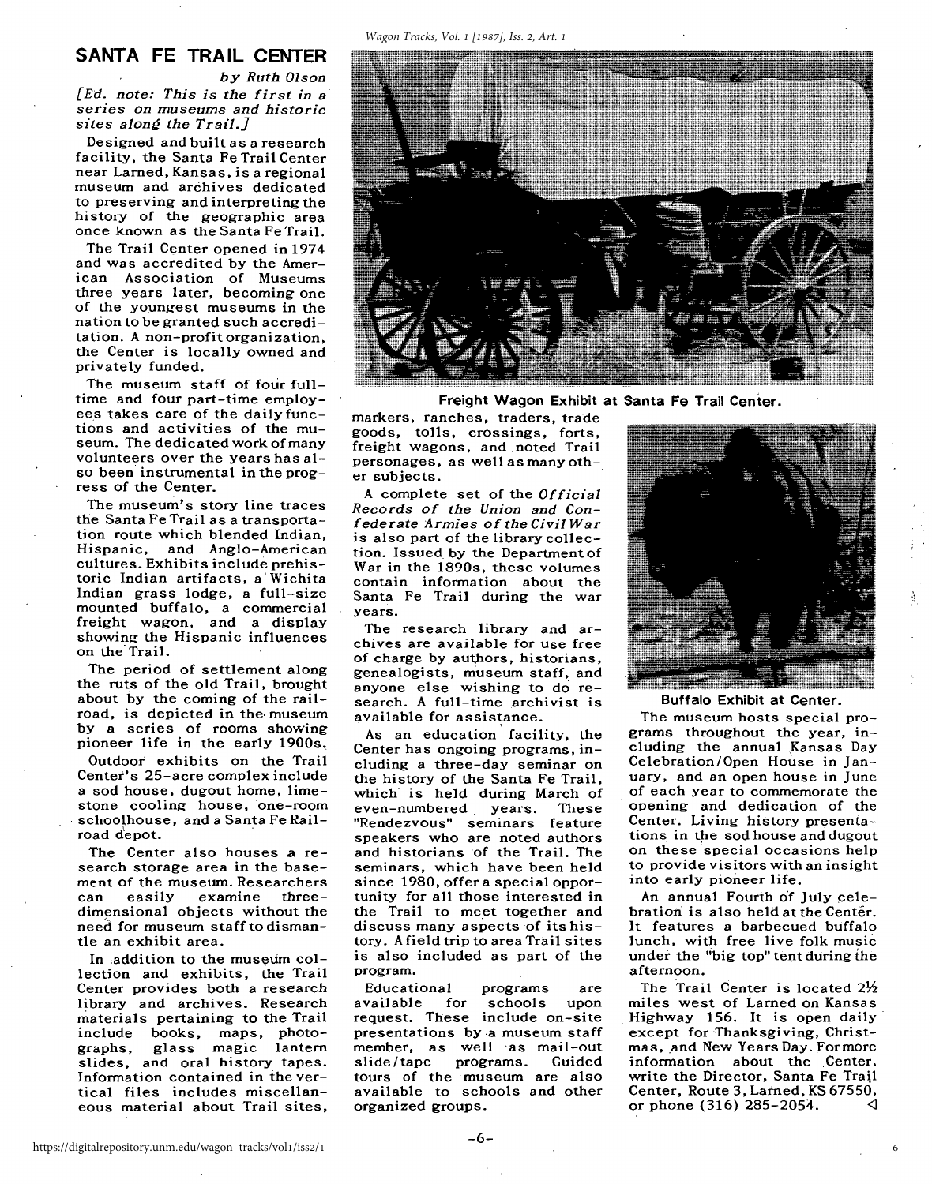## SANTA FE TRAIL CENTER

*by Ruth Olson*

*[Ed. note: This is the first in a series on museums and historic sites along the Trail.]*

Designed and built as a research facility, the Santa Fe Trail Center near Larned, Kansas, is a regional museum and archives dedicated to preserving and interpreting the history of the geographic area once known as the Santa Fe Trail.

The Trail Center opened in 1974 and was accredited by the American Association of Museums three years later, becoming one of the youngest museums in the nation to be granted such accreditation. A non-profit organization, the Center is locally owned and privately funded.

The museum staff of four full-time and four part-time employees takes care of the daily functions and activities of the museum. The dedicated work of many volunteers over the years has also been instrumental in the progress of the Center.

The museum's story line traces the Santa Fe Trail as a transportation route which blended Indian, Hispanic, and Anglo-American cultures. Exhibits include prehistoric Indian artifacts, a Wichita Indian grass lodge, a full-size mounted buffalo, a commercial freight wagon, and a display showing the Hispanic influences on the Trail.

The period of settlement along the ruts of the old Trail, brought about by the coming of the railroad, is depicted in the museum by a series of rooms showing pioneer life in the early 1900s.

Outdoor exhibits on the Trail Center's 25-acre complex include a sod house, dugout home, limestone cooling house, one-room schoolhouse, and a Santa Fe Railroad depot.

The Center also houses a research storage area in the basement of the museum. Researchers can easily examine three-dimensional objects without the need for museum staff to dismantle an exhibit area.

In addition to the museum collection and exhibits, the Trail Center provides both a research library and archives. Research materials pertaining to the Trail include books, maps, photographs, glass magic lantern slides, and oral history tapes. Information contained in the vertical files includes miscellaneous material about Trail sites, markers, ranches, traders, trade goods, tolls, crossings, forts, freight wagons, and noted Trail personages, as well as many other subjects.

**Freight Wagon Exhibit at Santa Fe Trail Center.**

A complete set of the *Official Records of the Union and Confederate Armies of the Civil War* is also part of the library collection. Issued by the Department of War in the 1890s, these volumes contain information about the Santa Fe Trail during the war years.

The research library and archives are available for use free of charge by authors, historians, genealogists, museum staff, and anyone else wishing to do research. A full-time archivist is available for assistance.

As an education facility, the Center has ongoing programs, including a three-day seminar on the history of the Santa Fe Trail, which is held during March of even-numbered years. These "Rendezvous" seminars feature speakers who are noted authors and historians of the Trail. The seminars, which have been held since 1980, offer a special opportunity for all those interested in the Trail to meet together and discuss many aspects of its history. A field trip to area Trail sites is also included as part of the program.

Educational programs are available for schools upon request. These include on-site presentations by a museum staff member, as well as mail-out slide/tape programs. Guided tours of the museum are also available to schools and other organized groups.

**Buffalo Exhibit at Center.**

The museum hosts special programs throughout the year, including the annual Kansas Day Celebration/Open House in January, and an open house in June of each year to commemorate the opening and dedication of the Center. Living history presentations in the sod house and dugout on these special occasions help to provide visitors with an insight into early pioneer life.

An annual Fourth of July celebration is also held at the Center. It features a barbecued buffalo lunch, with free live folk music under the "big top" tent during the afternoon.

The Trail Center is located 2½ miles west of Larned on Kansas Highway 156. It is open daily except for Thanksgiving, Christmas, and New Years Day. For more information about the Center, write the Director, Santa Fe Trail Center, Route 3, Larned, KS 67550, or phone (316) 285-2054. ◁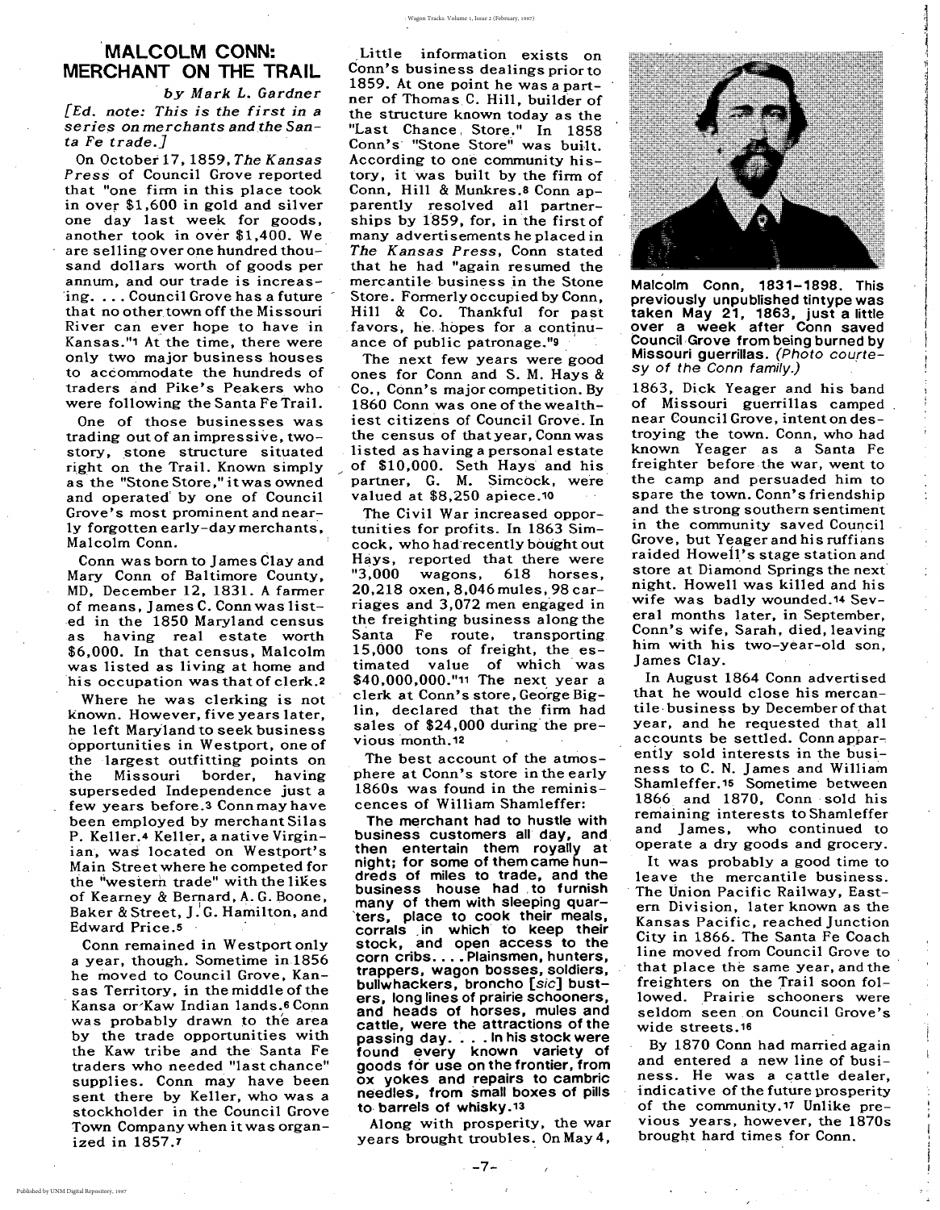# MALCOLM CONN: MERCHANT ON THE TRAIL

*by Mark L. Gardner*

*[Ed. note: This is the first in a series on merchants and the Santa Fe trade.]*

On October 17, 1859, *The Kansas Press* of Council Grove reported that "one firm in this place took in over $1,600 in gold and silver one day last week for goods, another took in over $1,400. We are selling over one hundred thousand dollars worth of goods per annum, and our trade is increasing. . . . Council Grove has a future that no other town off the Missouri River can ever hope to have in Kansas."[1] At the time, there were only two major business houses to accommodate the hundreds of traders and Pike's Peakers who were following the Santa Fe Trail.

One of those businesses was trading out of an impressive, two-story, stone structure situated right on the Trail. Known simply as the "Stone Store," it was owned and operated by one of Council Grove's most prominent and nearly forgotten early-day merchants, Malcolm Conn.

Conn was born to James Clay and Mary Conn of Baltimore County, MD, December 12, 1831. A farmer of means, James C. Conn was listed in the 1850 Maryland census as having real estate worth $6,000. In that census, Malcolm was listed as living at home and his occupation was that of clerk.[2]

Where he was clerking is not known. However, five years later, he left Maryland to seek business opportunities in Westport, one of the largest outfitting points on the Missouri border, having superseded Independence just a few years before.[3] Conn may have been employed by merchant Silas P. Keller.[4] Keller, a native Virginian, was located on Westport's Main Street where he competed for the "western trade" with the likes of Kearney & Bernard, A. G. Boone, Baker & Street, J. G. Hamilton, and Edward Price.[5]

Conn remained in Westport only a year, though. Sometime in 1856 he moved to Council Grove, Kansas Territory, in the middle of the Kansa or Kaw Indian lands.[6] Conn was probably drawn to the area by the trade opportunities with the Kaw tribe and the Santa Fe traders who needed "last chance" supplies. Conn may have been sent there by Keller, who was a stockholder in the Council Grove Town Company when it was organized in 1857.[7]

Little information exists on Conn's business dealings prior to 1859. At one point he was a partner of Thomas C. Hill, builder of the structure known today as the "Last Chance Store." In 1858 Conn's "Stone Store" was built. According to one community history, it was built by the firm of Conn, Hill & Munkres.[8] Conn apparently resolved all partnerships by 1859, for, in the first of many advertisements he placed in *The Kansas Press*, Conn stated that he had "again resumed the mercantile business in the Stone Store. Formerly occupied by Conn, Hill & Co. Thankful for past favors, he hopes for a continuance of public patronage."[9]

The next few years were good ones for Conn and S. M. Hays & Co., Conn's major competition. By 1860 Conn was one of the wealthiest citizens of Council Grove. In the census of that year, Conn was listed as having a personal estate of $10,000. Seth Hays and his partner, G. M. Simcock, were valued at $8,250 apiece.[10]

The Civil War increased opportunities for profits. In 1863 Simcock, who had recently bought out Hays, reported that there were "3,000 wagons, 618 horses, 20,218 oxen, 8,046 mules, 98 carriages and 3,072 men engaged in the freighting business along the Santa Fe route, transporting 15,000 tons of freight, the estimated value of which was $40,000,000."[11] The next year a clerk at Conn's store, George Biglin, declared that the firm had sales of $24,000 during the previous month.[12]

The best account of the atmosphere at Conn's store in the early 1860s was found in the reminiscences of William Shamleffer:

> **The merchant had to hustle with business customers all day, and then entertain them royally at night; for some of them came hundreds of miles to trade, and the business house had to furnish many of them with sleeping quarters, place to cook their meals, corrals in which to keep their stock, and open access to the corn cribs. . . . Plainsmen, hunters, trappers, wagon bosses, soldiers, bullwhackers, broncho [*sic*] busters, long lines of prairie schooners, and heads of horses, mules and cattle, were the attractions of the passing day. . . . In his stock were found every known variety of goods for use on the frontier, from ox yokes and repairs to cambric needles, from small boxes of pills to barrels of whisky.**[13]

Along with prosperity, the war years brought troubles. On May 4, 1863, Dick Yeager and his band of Missouri guerrillas camped near Council Grove, intent on destroying the town. Conn, who had known Yeager as a Santa Fe freighter before the war, went to the camp and persuaded him to spare the town. Conn's friendship and the strong southern sentiment in the community saved Council Grove, but Yeager and his ruffians raided Howell's stage station and store at Diamond Springs the next night. Howell was killed and his wife was badly wounded.[14] Several months later, in September, Conn's wife, Sarah, died, leaving him with his two-year-old son, James Clay.

**Malcolm Conn, 1831–1898. This previously unpublished tintype was taken May 21, 1863, just a little over a week after Conn saved Council Grove from being burned by Missouri guerrillas.** *(Photo courtesy of the Conn family.)*

In August 1864 Conn advertised that he would close his mercantile business by December of that year, and he requested that all accounts be settled. Conn apparently sold interests in the business to C. N. James and William Shamleffer.[15] Sometime between 1866 and 1870, Conn sold his remaining interests to Shamleffer and James, who continued to operate a dry goods and grocery.

It was probably a good time to leave the mercantile business. The Union Pacific Railway, Eastern Division, later known as the Kansas Pacific, reached Junction City in 1866. The Santa Fe Coach line moved from Council Grove to that place the same year, and the freighters on the Trail soon followed. Prairie schooners were seldom seen on Council Grove's wide streets.[16]

By 1870 Conn had married again and entered a new line of business. He was a cattle dealer, indicative of the future prosperity of the community.[17] Unlike previous years, however, the 1870s brought hard times for Conn.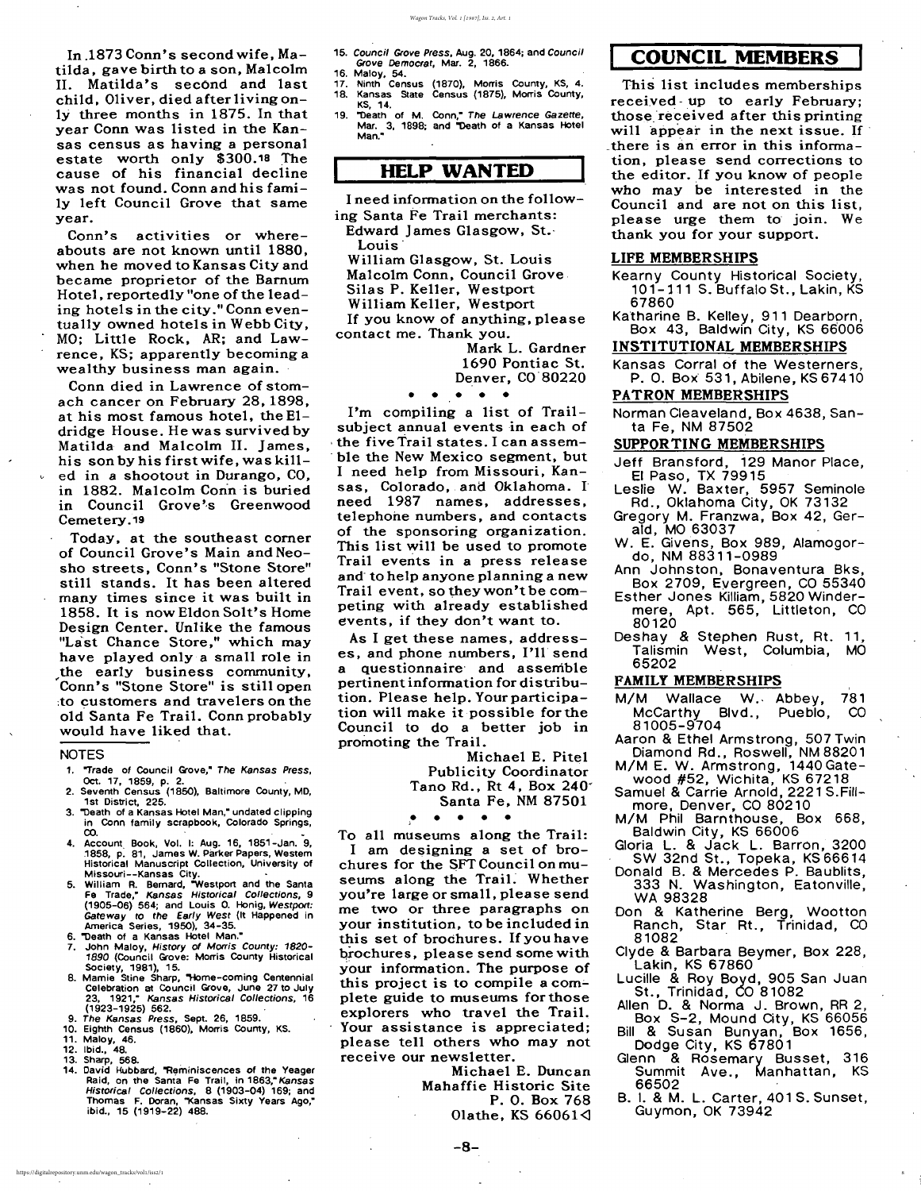In 1873 Conn's second wife, Matilda, gave birth to a son, Malcolm II. Matilda's second and last child, Oliver, died after living only three months in 1875. In that year Conn was listed in the Kansas census as having a personal estate worth only $300.[18] The cause of his financial decline was not found. Conn and his family left Council Grove that same year.

Conn's activities or whereabouts are not known until 1880, when he moved to Kansas City and became proprietor of the Barnum Hotel, reportedly "one of the leading hotels in the city." Conn eventually owned hotels in Webb City, MO; Little Rock, AR; and Lawrence, KS; apparently becoming a wealthy business man again.

Conn died in Lawrence of stomach cancer on February 28, 1898, at his most famous hotel, the Eldridge House. He was survived by Matilda and Malcolm II. James, his son by his first wife, was killed in a shootout in Durango, CO, in 1882. Malcolm Conn is buried in Council Grove's Greenwood Cemetery.[19]

Today, at the southeast corner of Council Grove's Main and Neosho streets, Conn's "Stone Store" still stands. It has been altered many times since it was built in 1858. It is now Eldon Solt's Home Design Center. Unlike the famous "Last Chance Store," which may have played only a small role in the early business community, Conn's "Stone Store" is still open to customers and travelers on the old Santa Fe Trail. Conn probably would have liked that.

NOTES

1. "Trade of Council Grove," *The Kansas Press*, Oct. 17, 1859, p. 2.
2. Seventh Census (1850), Baltimore County, MD, 1st District, 225.
3. "Death of a Kansas Hotel Man," undated clipping in Conn family scrapbook, Colorado Springs, CO.
4. Account Book, Vol. I: Aug. 16, 1851–Jan. 9, 1858, p. 81, James W. Parker Papers, Western Historical Manuscript Collection, University of Missouri--Kansas City.
5. William R. Bernard, "Westport and the Santa Fe Trade," *Kansas Historical Collections*, 9 (1905-06) 564; and Louis O. Honig, *Westport: Gateway to the Early West* (It Happened in America Series, 1950), 34-35.
6. "Death of a Kansas Hotel Man."
7. John Maloy, *History of Morris County: 1820-1890* (Council Grove: Morris County Historical Society, 1981), 15.
8. Mamie Stine Sharp, "Home-coming Centennial Celebration at Council Grove, June 27 to July 23, 1921," *Kansas Historical Collections*, 16 (1923-1925) 562.
9. *The Kansas Press*, Sept. 26, 1859.
10. Eighth Census (1860), Morris County, KS.
11. Maloy, 46.
12. Ibid., 48.
13. Sharp, 568.
14. David Hubbard, "Reminiscences of the Yeager Raid, on the Santa Fe Trail, in 1863," *Kansas Historical Collections*, 8 (1903-04) 169; and Thomas F. Doran, "Kansas Sixty Years Ago," ibid., 15 (1919-22) 488.
15. *Council Grove Press*, Aug. 20, 1864; and *Council Grove Democrat*, Mar. 2, 1866.
16. Maloy, 54.
17. Ninth Census (1870), Morris County, KS, 4.
18. Kansas State Census (1875), Morris County, KS, 14.
19. "Death of M. Conn," *The Lawrence Gazette*, Mar. 3, 1898; and "Death of a Kansas Hotel Man."

## HELP WANTED

I need information on the following Santa Fe Trail merchants:

Edward James Glasgow, St. Louis
William Glasgow, St. Louis
Malcolm Conn, Council Grove
Silas P. Keller, Westport
William Keller, Westport

If you know of anything, please contact me. Thank you.

Mark L. Gardner
1690 Pontiac St.
Denver, CO 80220

• • • • •

I'm compiling a list of Trail-subject annual events in each of the five Trail states. I can assemble the New Mexico segment, but I need help from Missouri, Kansas, Colorado, and Oklahoma. I need 1987 names, addresses, telephone numbers, and contacts of the sponsoring organization. This list will be used to promote Trail events in a press release and to help anyone planning a new Trail event, so they won't be competing with already established events, if they don't want to.

As I get these names, addresses, and phone numbers, I'll send a questionnaire and assemble pertinent information for distribution. Please help. Your participation will make it possible for the Council to do a better job in promoting the Trail.

Michael E. Pitel
Publicity Coordinator
Tano Rd., Rt 4, Box 240
Santa Fe, NM 87501

• • • • •

To all museums along the Trail:

I am designing a set of brochures for the SFT Council on museums along the Trail. Whether you're large or small, please send me two or three paragraphs on your institution, to be included in this set of brochures. If you have brochures, please send some with your information. The purpose of this project is to compile a complete guide to museums for those explorers who travel the Trail. Your assistance is appreciated; please tell others who may not receive our newsletter.

Michael E. Duncan
Mahaffie Historic Site
P. O. Box 768
Olathe, KS 66061◁

## COUNCIL MEMBERS

This list includes memberships received up to early February; those received after this printing will appear in the next issue. If there is an error in this information, please send corrections to the editor. If you know of people who may be interested in the Council and are not on this list, please urge them to join. We thank you for your support.

### LIFE MEMBERSHIPS

Kearny County Historical Society, 101-111 S. Buffalo St., Lakin, KS 67860
Katharine B. Kelley, 911 Dearborn, Box 43, Baldwin City, KS 66006

### INSTITUTIONAL MEMBERSHIPS

Kansas Corral of the Westerners, P. O. Box 531, Abilene, KS 67410

### PATRON MEMBERSHIPS

Norman Cleaveland, Box 4638, Santa Fe, NM 87502

### SUPPORTING MEMBERSHIPS

Jeff Bransford, 129 Manor Place, El Paso, TX 79915
Leslie W. Baxter, 5957 Seminole Rd., Oklahoma City, OK 73132
Gregory M. Franzwa, Box 42, Gerald, MO 63037
W. E. Givens, Box 989, Alamogordo, NM 88311-0989
Ann Johnston, Bonaventura Bks, Box 2709, Evergreen, CO 55340
Esther Jones Killiam, 5820 Windermere, Apt. 565, Littleton, CO 80120
Deshay & Stephen Rust, Rt. 11, Talismin West, Columbia, MO 65202

### FAMILY MEMBERSHIPS

M/M Wallace W. Abbey, 781 McCarthy Blvd., Pueblo, CO 81005-9704
Aaron & Ethel Armstrong, 507 Twin Diamond Rd., Roswell, NM 88201
M/M E. W. Armstrong, 1440 Gatewood #52, Wichita, KS 67218
Samuel & Carrie Arnold, 2221 S. Fillmore, Denver, CO 80210
M/M Phil Barnthouse, Box 668, Baldwin City, KS 66006
Gloria L. & Jack L. Barron, 3200 SW 32nd St., Topeka, KS 66614
Donald B. & Mercedes P. Baublits, 333 N. Washington, Eatonville, WA 98328
Don & Katherine Berg, Wootton Ranch, Star Rt., Trinidad, CO 81082
Clyde & Barbara Beymer, Box 228, Lakin, KS 67860
Lucille & Roy Boyd, 905 San Juan St., Trinidad, CO 81082
Allen D. & Norma J. Brown, RR 2, Box S-2, Mound City, KS 66056
Bill & Susan Bunyan, Box 1656, Dodge City, KS 67801
Glenn & Rosemary Busset, 316 Summit Ave., Manhattan, KS 66502
B. I. & M. L. Carter, 401 S. Sunset, Guymon, OK 73942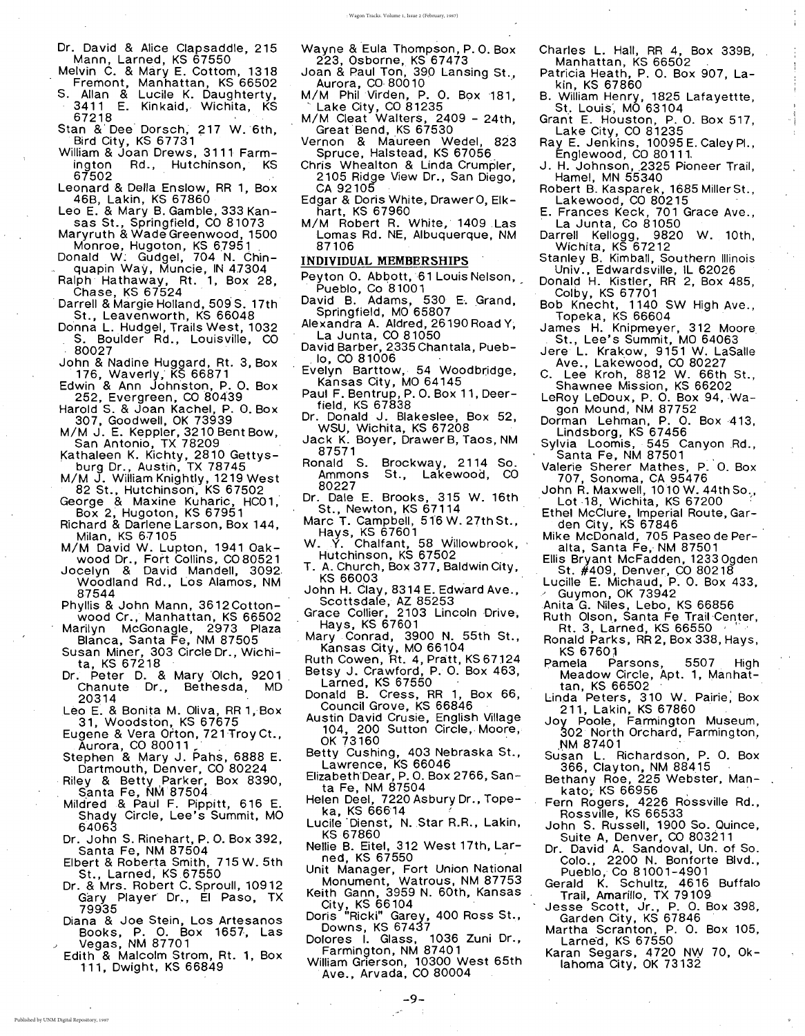Dr. David & Alice Clapsaddle, 215 Mann, Larned, KS 67550

Melvin C. & Mary E. Cottom, 1318 Fremont, Manhattan, KS 66502

S. Allan & Lucile K. Daughterty, 3411 E. Kinkaid, Wichita, KS 67218

Stan & Dee Dorsch, 217 W. 6th, Bird City, KS 67731

William & Joan Drews, 3111 Farmington Rd., Hutchinson, KS 67502

Leonard & Della Enslow, RR 1, Box 46B, Lakin, KS 67860

Leo E. & Mary B. Gamble, 333 Kansas St., Springfield, CO 81073

Maryruth & Wade Greenwood, 1500 Monroe, Hugoton, KS 67951

Donald W. Gudgel, 704 N. Chinquapin Way, Muncie, IN 47304

Ralph Hathaway, Rt. 1, Box 28, Chase, KS 67524

Darrell & Margie Holland, 509 S. 17th St., Leavenworth, KS 66048

Donna L. Hudgel, Trails West, 1032 S. Boulder Rd., Louisville, CO 80027

John & Nadine Huggard, Rt. 3, Box 176, Waverly, KS 66871

Edwin & Ann Johnston, P. O. Box 252, Evergreen, CO 80439

Harold S. & Joan Kachel, P. O. Box 307, Goodwell, OK 73939

M/M J. E. Keppler, 3210 Bent Bow, San Antonio, TX 78209

Kathaleen K. Kichty, 2810 Gettysburg Dr., Austin, TX 78745

M/M J. William Knightly, 1219 West 82 St., Hutchinson, KS 67502

George & Maxine Kuharic, HC01, Box 2, Hugoton, KS 67951

Richard & Darlene Larson, Box 144, Milan, KS 67105

M/M David W. Lupton, 1941 Oakwood Dr., Fort Collins, CO 80521

Jocelyn & David Mandell, 3092 Woodland Rd., Los Alamos, NM 87544

Phyllis & John Mann, 3612 Cottonwood Cr., Manhattan, KS 66502

Marilyn McGonagle, 2973 Plaza Blanca, Santa Fe, NM 87505

Susan Miner, 303 Circle Dr., Wichita, KS 67218

Dr. Peter D. & Mary Olch, 9201 Chanute Dr., Bethesda, MD 20314

Leo E. & Bonita M. Oliva, RR 1, Box 31, Woodston, KS 67675

Eugene & Vera Orton, 721 Troy Ct., Aurora, CO 80011

Stephen & Mary J. Pahs, 6888 E. Dartmouth, Denver, CO 80224

Riley & Betty Parker, Box 8390, Santa Fe, NM 87504

Mildred & Paul F. Pippitt, 616 E. Shady Circle, Lee's Summit, MO 64063

Dr. John S. Rinehart, P. O. Box 392, Santa Fe, NM 87504

Elbert & Roberta Smith, 715 W. 5th St., Larned, KS 67550

Dr. & Mrs. Robert C. Sproull, 10912 Gary Player Dr., El Paso, TX 79935

Diana & Joe Stein, Los Artesanos Books, P. O. Box 1657, Las Vegas, NM 87701

Edith & Malcolm Strom, Rt. 1, Box 111, Dwight, KS 66849

Wayne & Eula Thompson, P. O. Box 223, Osborne, KS 67473

Joan & Paul Ton, 390 Lansing St., Aurora, CO 80010

M/M Phil Virden, P. O. Box 181, Lake City, CO 81235

M/M Cleat Walters, 2409 - 24th, Great Bend, KS 67530

Vernon & Maureen Wedel, 823 Spruce, Halstead, KS 67056

Chris Whealton & Linda Crumpler, 2105 Ridge View Dr., San Diego, CA 92105

Edgar & Doris White, Drawer O, Elkhart, KS 67960

M/M Robert R. White, 1409 Las Lomas Rd. NE, Albuquerque, NM 87106

## INDIVIDUAL MEMBERSHIPS

Peyton O. Abbott, 61 Louis Nelson, Pueblo, Co 81001

David B. Adams, 530 E. Grand, Springfield, MO 65807

Alexandra A. Aldred, 26190 Road Y, La Junta, CO 81050

David Barber, 2335 Chantala, Pueblo, CO 81006

Evelyn Barttow, 54 Woodbridge, Kansas City, MO 64145

Paul F. Bentrup, P. O. Box 11, Deerfield, KS 67838

Dr. Donald J. Blakeslee, Box 52, WSU, Wichita, KS 67208

Jack K. Boyer, Drawer B, Taos, NM 87571

Ronald S. Brockway, 2114 So. Ammons St., Lakewood, CO 80227

Dr. Dale E. Brooks, 315 W. 16th St., Newton, KS 67114

Marc T. Campbell, 516 W. 27th St., Hays, KS 67601

W. Y. Chalfant, 58 Willowbrook, Hutchinson, KS 67502

T. A. Church, Box 377, Baldwin City, KS 66003

John H. Clay, 8314 E. Edward Ave., Scottsdale, AZ 85253

Grace Collier, 2103 Lincoln Drive, Hays, KS 67601

Mary Conrad, 3900 N. 55th St., Kansas City, MO 66104

Ruth Cowen, Rt. 4, Pratt, KS 67124

Betsy J. Crawford, P. O. Box 463, Larned, KS 67550

Donald B. Cress, RR 1, Box 66, Council Grove, KS 66846

Austin David Crusie, English Village 104, 200 Sutton Circle, Moore, OK 73160

Betty Cushing, 403 Nebraska St., Lawrence, KS 66046

Elizabeth Dear, P. O. Box 2766, Santa Fe, NM 87504

Helen Deel, 7220 Asbury Dr., Topeka, KS 66614

Lucile Dienst, N. Star R.R., Lakin, KS 67860

Nellie B. Eitel, 312 West 17th, Larned, KS 67550

Unit Manager, Fort Union National Monument, Watrous, NM 87753

Keith Gann, 3959 N. 60th, Kansas City, KS 66104

Doris "Ricki" Garey, 400 Ross St., Downs, KS 67437

Dolores I. Glass, 1036 Zuni Dr., Farmington, NM 87401

William Grierson, 10300 West 65th Ave., Arvada, CO 80004

Charles L. Hall, RR 4, Box 339B, Manhattan, KS 66502

Patricia Heath, P. O. Box 907, Lakin, KS 67860

B. William Henry, 1825 Lafayettte, St. Louis, MO 63104

Grant E. Houston, P. O. Box 517, Lake City, CO 81235

Ray E. Jenkins, 10095 E. Caley Pl., Englewood, CO 80111

J. H. Johnson, 2325 Pioneer Trail, Hamel, MN 55340

Robert B. Kasparek, 1685 Miller St., Lakewood, CO 80215

E. Frances Keck, 701 Grace Ave., La Junta, Co 81050

Darrell Kellogg, 9820 W. 10th, Wichita, KS 67212

Stanley B. Kimball, Southern Illinois Univ., Edwardsville, IL 62026

Donald H. Kistler, RR 2, Box 485, Colby, KS 67701

Bob Knecht, 1140 SW High Ave., Topeka, KS 66604

James H. Knipmeyer, 312 Moore St., Lee's Summit, MO 64063

Jere L. Krakow, 9151 W. LaSalle Ave., Lakewood, CO 80227

C. Lee Kroh, 8812 W. 66th St., Shawnee Mission, KS 66202

LeRoy LeDoux, P. O. Box 94, Wagon Mound, NM 87752

Dorman Lehman, P. O. Box 413, Lindsborg, KS 67456

Sylvia Loomis, 545 Canyon Rd., Santa Fe, NM 87501

Valerie Sherer Mathes, P. O. Box 707, Sonoma, CA 95476

John R. Maxwell, 1010 W. 44th So., Lot 18, Wichita, KS 67200

Ethel McClure, Imperial Route, Garden City, KS 67846

Mike McDonald, 705 Paseo de Peralta, Santa Fe, NM 87501

Ellis Bryant McFadden, 1233 Ogden St. #409, Denver, CO 80218

Lucille E. Michaud, P. O. Box 433, Guymon, OK 73942

Anita G. Niles, Lebo, KS 66856

Ruth Olson, Santa Fe Trail Center, Rt. 3, Larned, KS 66550

Ronald Parks, RR 2, Box 338, Hays, KS 67601

Pamela Parsons, 5507 High Meadow Circle, Apt. 1, Manhattan, KS 66502

Linda Peters, 310 W. Pairie, Box 211, Lakin, KS 67860

Joy Poole, Farmington Museum, 302 North Orchard, Farmington, NM 87401

Susan L. Richardson, P. O. Box 366, Clayton, NM 88415

Bethany Roe, 225 Webster, Mankato, KS 66956

Fern Rogers, 4226 Rossville Rd., Rossville, KS 66533

John S. Russell, 1900 So. Quince, Suite A, Denver, CO 803211

Dr. David A. Sandoval, Un. of So. Colo., 2200 N. Bonforte Blvd., Pueblo, Co 81001-4901

Gerald K. Schultz, 4616 Buffalo Trail, Amarillo, TX 79109

Jesse Scott, Jr., P. O. Box 398, Garden City, KS 67846

Martha Scranton, P. O. Box 105, Larned, KS 67550

Karan Segars, 4720 NW 70, Oklahoma City, OK 73132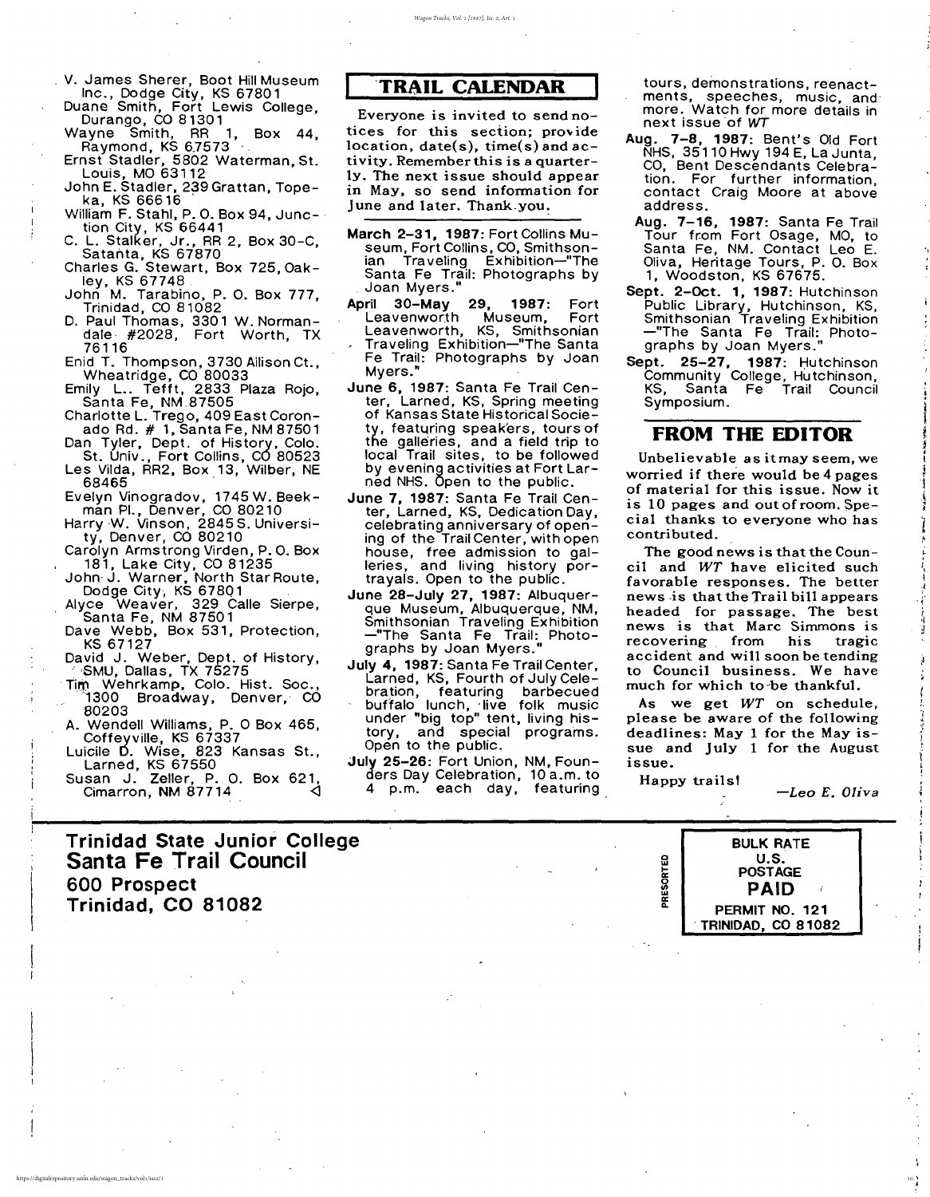V. James Sherer, Boot Hill Museum Inc., Dodge City, KS 67801
Duane Smith, Fort Lewis College, Durango, CO 81301
Wayne Smith, RR 1, Box 44, Raymond, KS 67573
Ernst Stadler, 5802 Waterman, St. Louis, MO 63112
John E. Stadler, 239 Grattan, Topeka, KS 66616
William F. Stahl, P. O. Box 94, Junction City, KS 66441
C. L. Stalker, Jr., RR 2, Box 30-C, Satanta, KS 67870
Charles G. Stewart, Box 725, Oakley, KS 67748
John M. Tarabino, P. O. Box 777, Trinidad, CO 81082
D. Paul Thomas, 3301 W. Normandale #2028, Fort Worth, TX 76116
Enid T. Thompson, 3730 Allison Ct., Wheatridge, CO 80033
Emily L. Tefft, 2833 Plaza Rojo, Santa Fe, NM 87505
Charlotte L. Trego, 409 East Coronado Rd. # 1, Santa Fe, NM 87501
Dan Tyler, Dept. of History, Colo. St. Univ., Fort Collins, CO 80523
Les Vilda, RR2, Box 13, Wilber, NE 68465
Evelyn Vinogradov, 1745 W. Beekman Pl., Denver, CO 80210
Harry W. Vinson, 2845 S. University, Denver, CO 80210
Carolyn Armstrong Virden, P. O. Box 181, Lake City, CO 81235
John J. Warner, North Star Route, Dodge City, KS 67801
Alyce Weaver, 329 Calle Sierpe, Santa Fe, NM 87501
Dave Webb, Box 531, Protection, KS 67127
David J. Weber, Dept. of History, SMU, Dallas, TX 75275
Tim Wehrkamp, Colo. Hist. Soc., 1300 Broadway, Denver, CO 80203
A. Wendell Williams, P. O Box 465, Coffeyville, KS 67337
Luicile D. Wise, 823 Kansas St., Larned, KS 67550
Susan J. Zeller, P. O. Box 621, Cimarron, NM 87714 ◁

## TRAIL CALENDAR

Everyone is invited to send notices for this section; provide location, date(s), time(s) and activity. Remember this is a quarterly. The next issue should appear in May, so send information for June and later. Thank you.

**March 2–31, 1987:** Fort Collins Museum, Fort Collins, CO, Smithsonian Traveling Exhibition—"The Santa Fe Trail: Photographs by Joan Myers."

**April 30–May 29, 1987:** Fort Leavenworth Museum, Fort Leavenworth, KS, Smithsonian Traveling Exhibition—"The Santa Fe Trail: Photographs by Joan Myers."

**June 6, 1987:** Santa Fe Trail Center, Larned, KS, Spring meeting of Kansas State Historical Society, featuring speakers, tours of the galleries, and a field trip to local Trail sites, to be followed by evening activities at Fort Larned NHS. Open to the public.

**June 7, 1987:** Santa Fe Trail Center, Larned, KS, Dedication Day, celebrating anniversary of opening of the Trail Center, with open house, free admission to galleries, and living history portrayals. Open to the public.

**June 28–July 27, 1987:** Albuquerque Museum, Albuquerque, NM, Smithsonian Traveling Exhibition—"The Santa Fe Trail: Photographs by Joan Myers."

**July 4, 1987:** Santa Fe Trail Center, Larned, KS, Fourth of July Celebration, featuring barbecued buffalo lunch, live folk music under "big top" tent, living history, and special programs. Open to the public.

**July 25–26:** Fort Union, NM, Founders Day Celebration, 10 a.m. to 4 p.m. each day, featuring tours, demonstrations, reenactments, speeches, music, and more. Watch for more details in next issue of *WT*

**Aug. 7–8, 1987:** Bent's Old Fort NHS, 35110 Hwy 194 E, La Junta, CO, Bent Descendants Celebration. For further information, contact Craig Moore at above address.

**Aug. 7–16, 1987:** Santa Fe Trail Tour from Fort Osage, MO, to Santa Fe, NM. Contact Leo E. Oliva, Heritage Tours, P. O. Box 1, Woodston, KS 67675.

**Sept. 2–Oct. 1, 1987:** Hutchinson Public Library, Hutchinson, KS, Smithsonian Traveling Exhibition—"The Santa Fe Trail: Photographs by Joan Myers."

**Sept. 25–27, 1987:** Hutchinson Community College, Hutchinson, KS, Santa Fe Trail Council Symposium.

## FROM THE EDITOR

Unbelievable as it may seem, we worried if there would be 4 pages of material for this issue. Now it is 10 pages and out of room. Special thanks to everyone who has contributed.

The good news is that the Council and *WT* have elicited such favorable responses. The better news is that the Trail bill appears headed for passage. The best news is that Marc Simmons is recovering from his tragic accident and will soon be tending to Council business. We have much for which to be thankful.

As we get *WT* on schedule, please be aware of the following deadlines: May 1 for the May issue and July 1 for the August issue.

Happy trails!

—*Leo E. Oliva*

**Trinidad State Junior College**
**Santa Fe Trail Council**
**600 Prospect**
**Trinidad, CO 81082**

PRESORTED

BULK RATE
U.S.
POSTAGE
**PAID**
PERMIT NO. 121
TRINIDAD, CO 81082